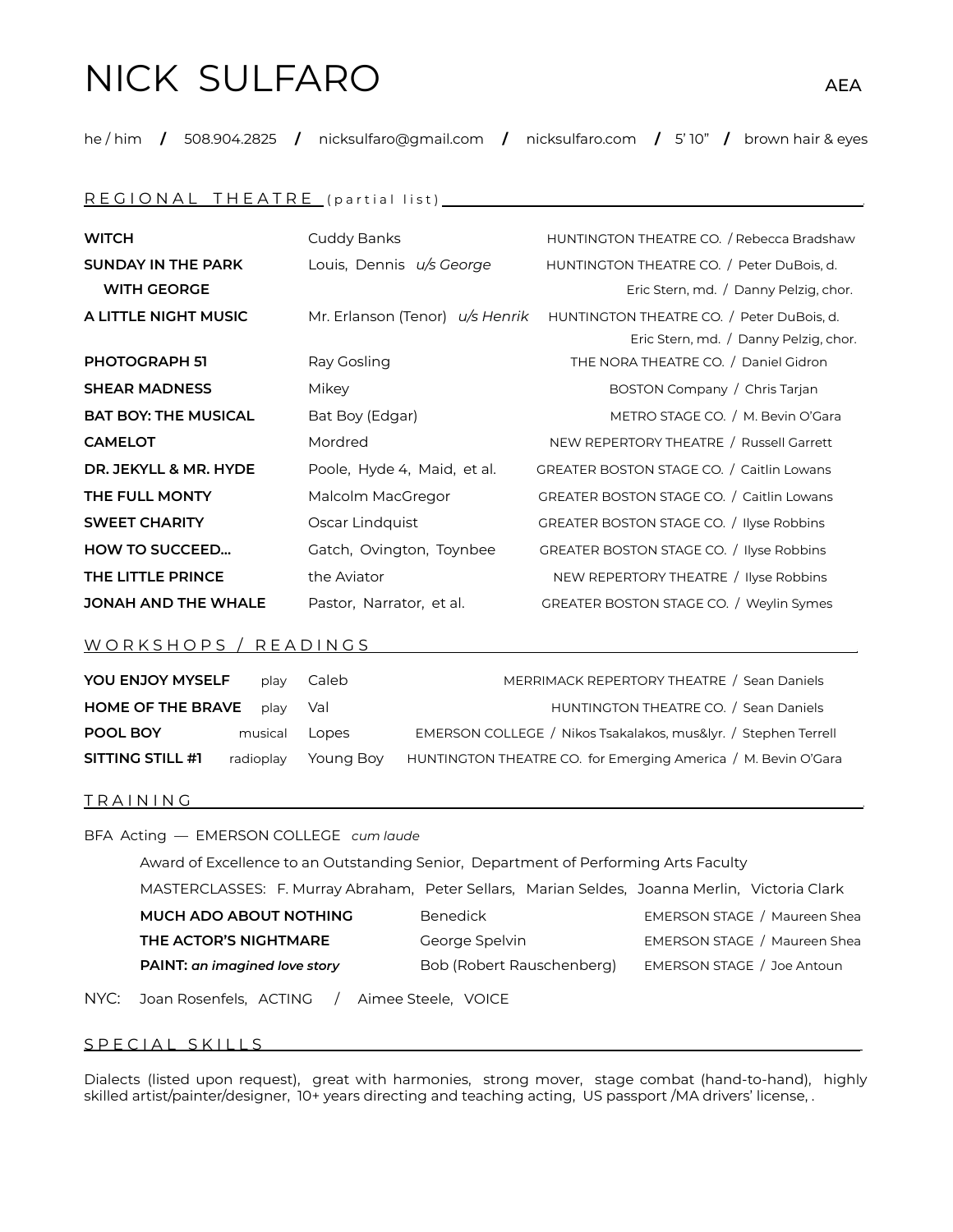# NICK SULFARO

AEA

he / him / 508.904.2825 / nicksulfaro@gmail.com / nicksulfaro.com / 5' 10" / brown hair & eyes

## REGIONAL THEATRE (partial list)

| | | |
|---|---|---|
| **WITCH** | Cuddy Banks | HUNTINGTON THEATRE CO. / Rebecca Bradshaw |
| **SUNDAY IN THE PARK WITH GEORGE** | Louis, Dennis *u/s George* | HUNTINGTON THEATRE CO. / Peter DuBois, d. Eric Stern, md. / Danny Pelzig, chor. |
| **A LITTLE NIGHT MUSIC** | Mr. Erlanson (Tenor) *u/s Henrik* | HUNTINGTON THEATRE CO. / Peter DuBois, d. Eric Stern, md. / Danny Pelzig, chor. |
| **PHOTOGRAPH 51** | Ray Gosling | THE NORA THEATRE CO. / Daniel Gidron |
| **SHEAR MADNESS** | Mikey | BOSTON Company / Chris Tarjan |
| **BAT BOY: THE MUSICAL** | Bat Boy (Edgar) | METRO STAGE CO. / M. Bevin O'Gara |
| **CAMELOT** | Mordred | NEW REPERTORY THEATRE / Russell Garrett |
| **DR. JEKYLL & MR. HYDE** | Poole, Hyde 4, Maid, et al. | GREATER BOSTON STAGE CO. / Caitlin Lowans |
| **THE FULL MONTY** | Malcolm MacGregor | GREATER BOSTON STAGE CO. / Caitlin Lowans |
| **SWEET CHARITY** | Oscar Lindquist | GREATER BOSTON STAGE CO. / Ilyse Robbins |
| **HOW TO SUCCEED...** | Gatch, Ovington, Toynbee | GREATER BOSTON STAGE CO. / Ilyse Robbins |
| **THE LITTLE PRINCE** | the Aviator | NEW REPERTORY THEATRE / Ilyse Robbins |
| **JONAH AND THE WHALE** | Pastor, Narrator, et al. | GREATER BOSTON STAGE CO. / Weylin Symes |

## WORKSHOPS / READINGS

| | | | |
|---|---|---|---|
| **YOU ENJOY MYSELF** | play | Caleb | MERRIMACK REPERTORY THEATRE / Sean Daniels |
| **HOME OF THE BRAVE** | play | Val | HUNTINGTON THEATRE CO. / Sean Daniels |
| **POOL BOY** | musical | Lopes | EMERSON COLLEGE / Nikos Tsakalakos, mus&lyr. / Stephen Terrell |
| **SITTING STILL #1** | radioplay | Young Boy | HUNTINGTON THEATRE CO. for Emerging America / M. Bevin O'Gara |

## TRAINING

BFA Acting — EMERSON COLLEGE *cum laude*

Award of Excellence to an Outstanding Senior, Department of Performing Arts Faculty

MASTERCLASSES: F. Murray Abraham, Peter Sellars, Marian Seldes, Joanna Merlin, Victoria Clark

| | | |
|---|---|---|
| **MUCH ADO ABOUT NOTHING** | Benedick | EMERSON STAGE / Maureen Shea |
| **THE ACTOR'S NIGHTMARE** | George Spelvin | EMERSON STAGE / Maureen Shea |
| **PAINT:** ***an imagined love story*** | Bob (Robert Rauschenberg) | EMERSON STAGE / Joe Antoun |

NYC: Joan Rosenfels, ACTING / Aimee Steele, VOICE

## SPECIAL SKILLS

Dialects (listed upon request), great with harmonies, strong mover, stage combat (hand-to-hand), highly skilled artist/painter/designer, 10+ years directing and teaching acting, US passport /MA drivers' license, .